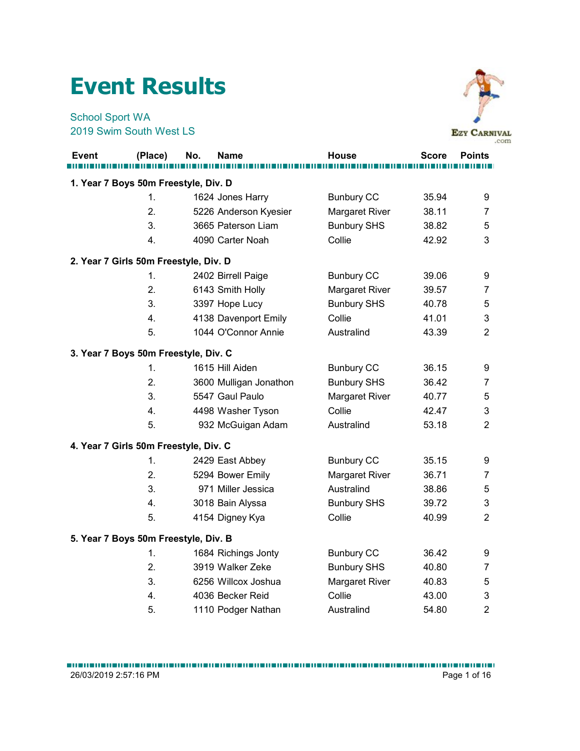# Event Results

School Sport WA
2019 Swim South West LS

| Event | (Place) | No. | Name | House | Score | Points |
|---|---|---|---|---|---|---|
| **1. Year 7 Boys 50m Freestyle, Div. D** | | | | | | |
| | 1. | 1624 | Jones Harry | Bunbury CC | 35.94 | 9 |
| | 2. | 5226 | Anderson Kyesier | Margaret River | 38.11 | 7 |
| | 3. | 3665 | Paterson Liam | Bunbury SHS | 38.82 | 5 |
| | 4. | 4090 | Carter Noah | Collie | 42.92 | 3 |
| **2. Year 7 Girls 50m Freestyle, Div. D** | | | | | | |
| | 1. | 2402 | Birrell Paige | Bunbury CC | 39.06 | 9 |
| | 2. | 6143 | Smith Holly | Margaret River | 39.57 | 7 |
| | 3. | 3397 | Hope Lucy | Bunbury SHS | 40.78 | 5 |
| | 4. | 4138 | Davenport Emily | Collie | 41.01 | 3 |
| | 5. | 1044 | O'Connor Annie | Australind | 43.39 | 2 |
| **3. Year 7 Boys 50m Freestyle, Div. C** | | | | | | |
| | 1. | 1615 | Hill Aiden | Bunbury CC | 36.15 | 9 |
| | 2. | 3600 | Mulligan Jonathon | Bunbury SHS | 36.42 | 7 |
| | 3. | 5547 | Gaul Paulo | Margaret River | 40.77 | 5 |
| | 4. | 4498 | Washer Tyson | Collie | 42.47 | 3 |
| | 5. | 932 | McGuigan Adam | Australind | 53.18 | 2 |
| **4. Year 7 Girls 50m Freestyle, Div. C** | | | | | | |
| | 1. | 2429 | East Abbey | Bunbury CC | 35.15 | 9 |
| | 2. | 5294 | Bower Emily | Margaret River | 36.71 | 7 |
| | 3. | 971 | Miller Jessica | Australind | 38.86 | 5 |
| | 4. | 3018 | Bain Alyssa | Bunbury SHS | 39.72 | 3 |
| | 5. | 4154 | Digney Kya | Collie | 40.99 | 2 |
| **5. Year 7 Boys 50m Freestyle, Div. B** | | | | | | |
| | 1. | 1684 | Richings Jonty | Bunbury CC | 36.42 | 9 |
| | 2. | 3919 | Walker Zeke | Bunbury SHS | 40.80 | 7 |
| | 3. | 6256 | Willcox Joshua | Margaret River | 40.83 | 5 |
| | 4. | 4036 | Becker Reid | Collie | 43.00 | 3 |
| | 5. | 1110 | Podger Nathan | Australind | 54.80 | 2 |

26/03/2019 2:57:16 PM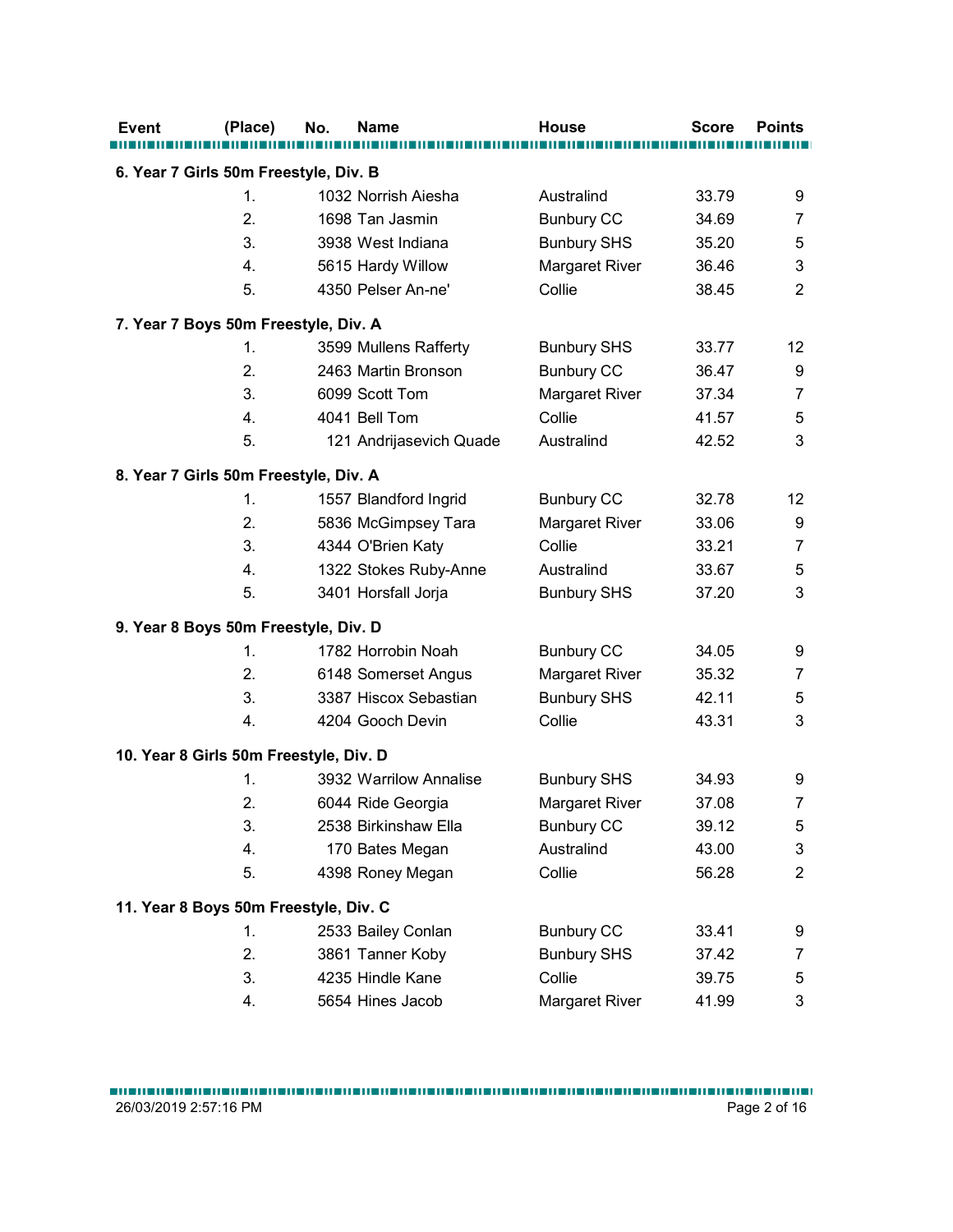| Event | (Place) | No. | Name | House | Score | Points |
|---|---|---|---|---|---|---|
| **6. Year 7 Girls 50m Freestyle, Div. B** | | | | | | |
| | 1. | 1032 | Norrish Aiesha | Australind | 33.79 | 9 |
| | 2. | 1698 | Tan Jasmin | Bunbury CC | 34.69 | 7 |
| | 3. | 3938 | West Indiana | Bunbury SHS | 35.20 | 5 |
| | 4. | 5615 | Hardy Willow | Margaret River | 36.46 | 3 |
| | 5. | 4350 | Pelser An-ne' | Collie | 38.45 | 2 |
| **7. Year 7 Boys 50m Freestyle, Div. A** | | | | | | |
| | 1. | 3599 | Mullens Rafferty | Bunbury SHS | 33.77 | 12 |
| | 2. | 2463 | Martin Bronson | Bunbury CC | 36.47 | 9 |
| | 3. | 6099 | Scott Tom | Margaret River | 37.34 | 7 |
| | 4. | 4041 | Bell Tom | Collie | 41.57 | 5 |
| | 5. | 121 | Andrijasevich Quade | Australind | 42.52 | 3 |
| **8. Year 7 Girls 50m Freestyle, Div. A** | | | | | | |
| | 1. | 1557 | Blandford Ingrid | Bunbury CC | 32.78 | 12 |
| | 2. | 5836 | McGimpsey Tara | Margaret River | 33.06 | 9 |
| | 3. | 4344 | O'Brien Katy | Collie | 33.21 | 7 |
| | 4. | 1322 | Stokes Ruby-Anne | Australind | 33.67 | 5 |
| | 5. | 3401 | Horsfall Jorja | Bunbury SHS | 37.20 | 3 |
| **9. Year 8 Boys 50m Freestyle, Div. D** | | | | | | |
| | 1. | 1782 | Horrobin Noah | Bunbury CC | 34.05 | 9 |
| | 2. | 6148 | Somerset Angus | Margaret River | 35.32 | 7 |
| | 3. | 3387 | Hiscox Sebastian | Bunbury SHS | 42.11 | 5 |
| | 4. | 4204 | Gooch Devin | Collie | 43.31 | 3 |
| **10. Year 8 Girls 50m Freestyle, Div. D** | | | | | | |
| | 1. | 3932 | Warrilow Annalise | Bunbury SHS | 34.93 | 9 |
| | 2. | 6044 | Ride Georgia | Margaret River | 37.08 | 7 |
| | 3. | 2538 | Birkinshaw Ella | Bunbury CC | 39.12 | 5 |
| | 4. | 170 | Bates Megan | Australind | 43.00 | 3 |
| | 5. | 4398 | Roney Megan | Collie | 56.28 | 2 |
| **11. Year 8 Boys 50m Freestyle, Div. C** | | | | | | |
| | 1. | 2533 | Bailey Conlan | Bunbury CC | 33.41 | 9 |
| | 2. | 3861 | Tanner Koby | Bunbury SHS | 37.42 | 7 |
| | 3. | 4235 | Hindle Kane | Collie | 39.75 | 5 |
| | 4. | 5654 | Hines Jacob | Margaret River | 41.99 | 3 |

26/03/2019 2:57:16 PM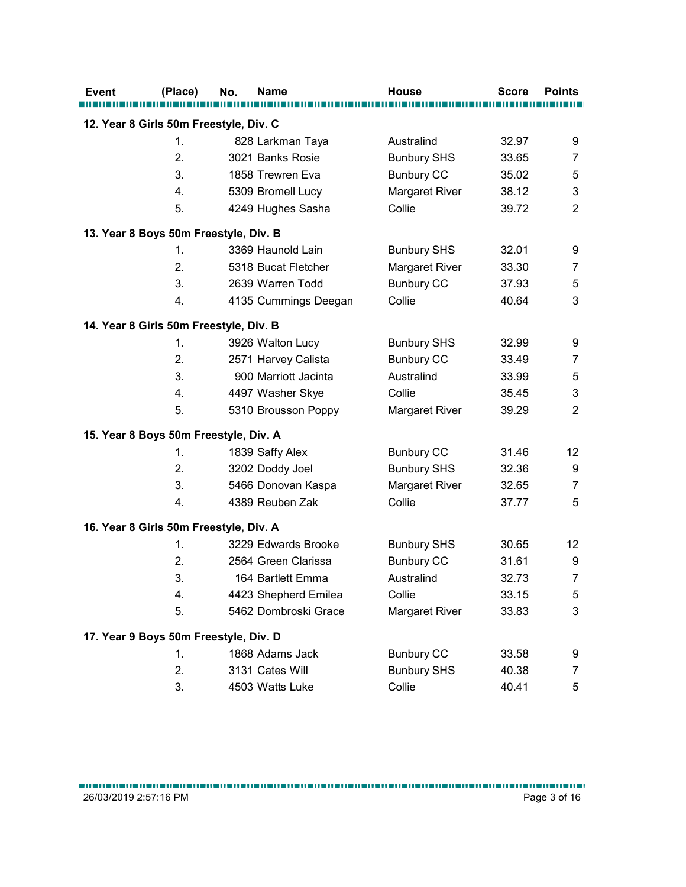| Event | (Place) | No. | Name | House | Score | Points |
|---|---|---|---|---|---|---|
| **12. Year 8 Girls 50m Freestyle, Div. C** | | | | | | |
| | 1. | 828 | Larkman Taya | Australind | 32.97 | 9 |
| | 2. | 3021 | Banks Rosie | Bunbury SHS | 33.65 | 7 |
| | 3. | 1858 | Trewren Eva | Bunbury CC | 35.02 | 5 |
| | 4. | 5309 | Bromell Lucy | Margaret River | 38.12 | 3 |
| | 5. | 4249 | Hughes Sasha | Collie | 39.72 | 2 |
| **13. Year 8 Boys 50m Freestyle, Div. B** | | | | | | |
| | 1. | 3369 | Haunold Lain | Bunbury SHS | 32.01 | 9 |
| | 2. | 5318 | Bucat Fletcher | Margaret River | 33.30 | 7 |
| | 3. | 2639 | Warren Todd | Bunbury CC | 37.93 | 5 |
| | 4. | 4135 | Cummings Deegan | Collie | 40.64 | 3 |
| **14. Year 8 Girls 50m Freestyle, Div. B** | | | | | | |
| | 1. | 3926 | Walton Lucy | Bunbury SHS | 32.99 | 9 |
| | 2. | 2571 | Harvey Calista | Bunbury CC | 33.49 | 7 |
| | 3. | 900 | Marriott Jacinta | Australind | 33.99 | 5 |
| | 4. | 4497 | Washer Skye | Collie | 35.45 | 3 |
| | 5. | 5310 | Brousson Poppy | Margaret River | 39.29 | 2 |
| **15. Year 8 Boys 50m Freestyle, Div. A** | | | | | | |
| | 1. | 1839 | Saffy Alex | Bunbury CC | 31.46 | 12 |
| | 2. | 3202 | Doddy Joel | Bunbury SHS | 32.36 | 9 |
| | 3. | 5466 | Donovan Kaspa | Margaret River | 32.65 | 7 |
| | 4. | 4389 | Reuben Zak | Collie | 37.77 | 5 |
| **16. Year 8 Girls 50m Freestyle, Div. A** | | | | | | |
| | 1. | 3229 | Edwards Brooke | Bunbury SHS | 30.65 | 12 |
| | 2. | 2564 | Green Clarissa | Bunbury CC | 31.61 | 9 |
| | 3. | 164 | Bartlett Emma | Australind | 32.73 | 7 |
| | 4. | 4423 | Shepherd Emilea | Collie | 33.15 | 5 |
| | 5. | 5462 | Dombroski Grace | Margaret River | 33.83 | 3 |
| **17. Year 9 Boys 50m Freestyle, Div. D** | | | | | | |
| | 1. | 1868 | Adams Jack | Bunbury CC | 33.58 | 9 |
| | 2. | 3131 | Cates Will | Bunbury SHS | 40.38 | 7 |
| | 3. | 4503 | Watts Luke | Collie | 40.41 | 5 |

26/03/2019 2:57:16 PM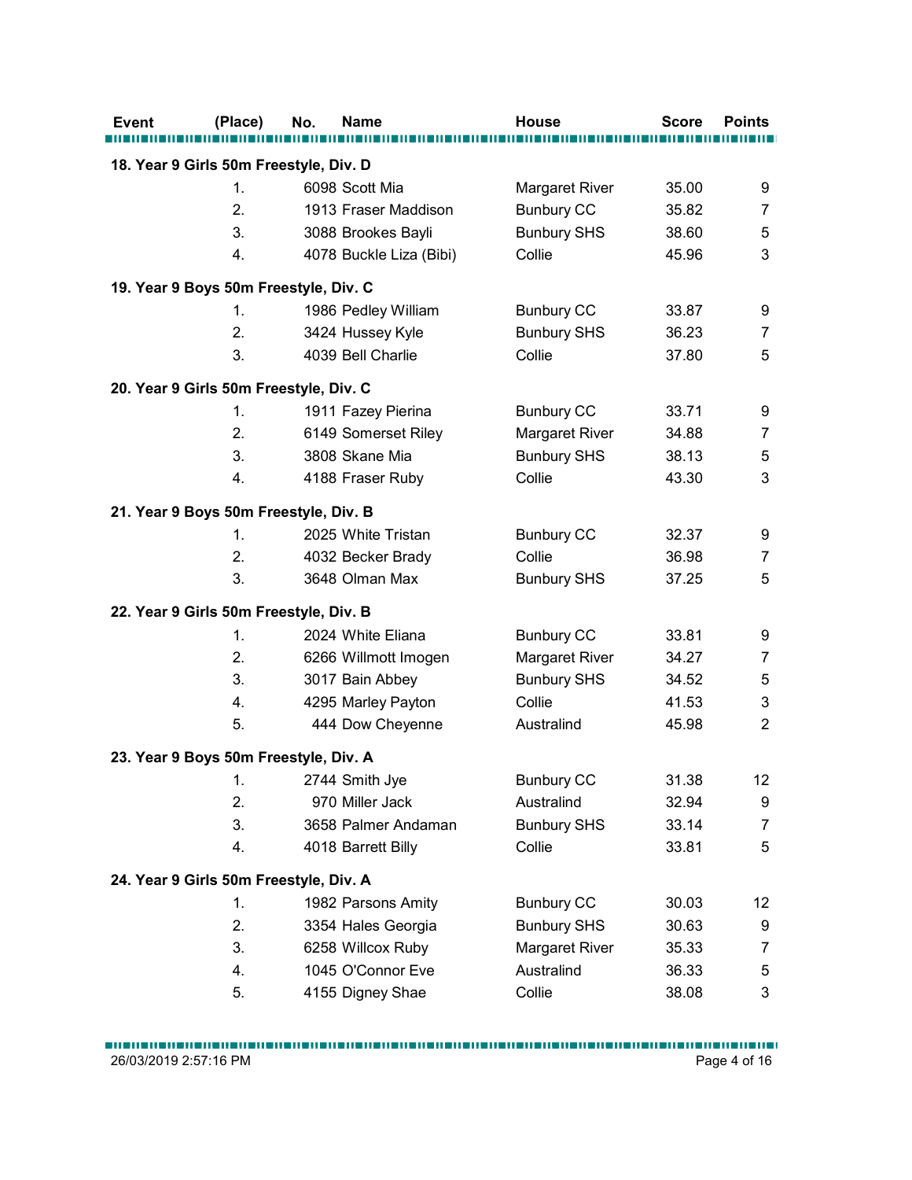| Event | (Place) | No. | Name | House | Score | Points |
|---|---|---|---|---|---|---|
| **18. Year 9 Girls 50m Freestyle, Div. D** | | | | | | |
| | 1. | 6098 | Scott Mia | Margaret River | 35.00 | 9 |
| | 2. | 1913 | Fraser Maddison | Bunbury CC | 35.82 | 7 |
| | 3. | 3088 | Brookes Bayli | Bunbury SHS | 38.60 | 5 |
| | 4. | 4078 | Buckle Liza (Bibi) | Collie | 45.96 | 3 |
| **19. Year 9 Boys 50m Freestyle, Div. C** | | | | | | |
| | 1. | 1986 | Pedley William | Bunbury CC | 33.87 | 9 |
| | 2. | 3424 | Hussey Kyle | Bunbury SHS | 36.23 | 7 |
| | 3. | 4039 | Bell Charlie | Collie | 37.80 | 5 |
| **20. Year 9 Girls 50m Freestyle, Div. C** | | | | | | |
| | 1. | 1911 | Fazey Pierina | Bunbury CC | 33.71 | 9 |
| | 2. | 6149 | Somerset Riley | Margaret River | 34.88 | 7 |
| | 3. | 3808 | Skane Mia | Bunbury SHS | 38.13 | 5 |
| | 4. | 4188 | Fraser Ruby | Collie | 43.30 | 3 |
| **21. Year 9 Boys 50m Freestyle, Div. B** | | | | | | |
| | 1. | 2025 | White Tristan | Bunbury CC | 32.37 | 9 |
| | 2. | 4032 | Becker Brady | Collie | 36.98 | 7 |
| | 3. | 3648 | Olman Max | Bunbury SHS | 37.25 | 5 |
| **22. Year 9 Girls 50m Freestyle, Div. B** | | | | | | |
| | 1. | 2024 | White Eliana | Bunbury CC | 33.81 | 9 |
| | 2. | 6266 | Willmott Imogen | Margaret River | 34.27 | 7 |
| | 3. | 3017 | Bain Abbey | Bunbury SHS | 34.52 | 5 |
| | 4. | 4295 | Marley Payton | Collie | 41.53 | 3 |
| | 5. | 444 | Dow Cheyenne | Australind | 45.98 | 2 |
| **23. Year 9 Boys 50m Freestyle, Div. A** | | | | | | |
| | 1. | 2744 | Smith Jye | Bunbury CC | 31.38 | 12 |
| | 2. | 970 | Miller Jack | Australind | 32.94 | 9 |
| | 3. | 3658 | Palmer Andaman | Bunbury SHS | 33.14 | 7 |
| | 4. | 4018 | Barrett Billy | Collie | 33.81 | 5 |
| **24. Year 9 Girls 50m Freestyle, Div. A** | | | | | | |
| | 1. | 1982 | Parsons Amity | Bunbury CC | 30.03 | 12 |
| | 2. | 3354 | Hales Georgia | Bunbury SHS | 30.63 | 9 |
| | 3. | 6258 | Willcox Ruby | Margaret River | 35.33 | 7 |
| | 4. | 1045 | O'Connor Eve | Australind | 36.33 | 5 |
| | 5. | 4155 | Digney Shae | Collie | 38.08 | 3 |

26/03/2019 2:57:16 PM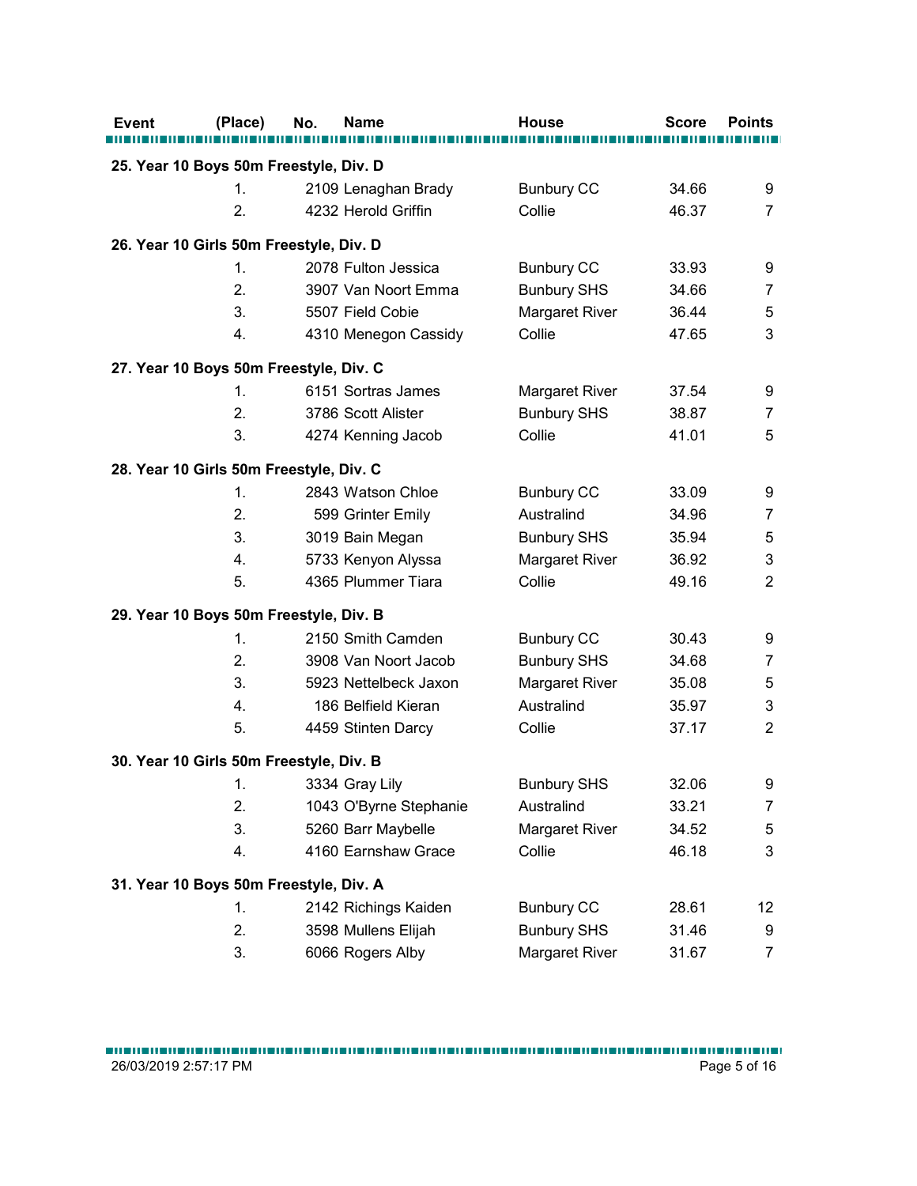| Event | (Place) | No. | Name | House | Score | Points |
|---|---|---|---|---|---|---|
| **25. Year 10 Boys 50m Freestyle, Div. D** | | | | | | |
| | 1. | 2109 | Lenaghan Brady | Bunbury CC | 34.66 | 9 |
| | 2. | 4232 | Herold Griffin | Collie | 46.37 | 7 |
| **26. Year 10 Girls 50m Freestyle, Div. D** | | | | | | |
| | 1. | 2078 | Fulton Jessica | Bunbury CC | 33.93 | 9 |
| | 2. | 3907 | Van Noort Emma | Bunbury SHS | 34.66 | 7 |
| | 3. | 5507 | Field Cobie | Margaret River | 36.44 | 5 |
| | 4. | 4310 | Menegon Cassidy | Collie | 47.65 | 3 |
| **27. Year 10 Boys 50m Freestyle, Div. C** | | | | | | |
| | 1. | 6151 | Sortras James | Margaret River | 37.54 | 9 |
| | 2. | 3786 | Scott Alister | Bunbury SHS | 38.87 | 7 |
| | 3. | 4274 | Kenning Jacob | Collie | 41.01 | 5 |
| **28. Year 10 Girls 50m Freestyle, Div. C** | | | | | | |
| | 1. | 2843 | Watson Chloe | Bunbury CC | 33.09 | 9 |
| | 2. | 599 | Grinter Emily | Australind | 34.96 | 7 |
| | 3. | 3019 | Bain Megan | Bunbury SHS | 35.94 | 5 |
| | 4. | 5733 | Kenyon Alyssa | Margaret River | 36.92 | 3 |
| | 5. | 4365 | Plummer Tiara | Collie | 49.16 | 2 |
| **29. Year 10 Boys 50m Freestyle, Div. B** | | | | | | |
| | 1. | 2150 | Smith Camden | Bunbury CC | 30.43 | 9 |
| | 2. | 3908 | Van Noort Jacob | Bunbury SHS | 34.68 | 7 |
| | 3. | 5923 | Nettelbeck Jaxon | Margaret River | 35.08 | 5 |
| | 4. | 186 | Belfield Kieran | Australind | 35.97 | 3 |
| | 5. | 4459 | Stinten Darcy | Collie | 37.17 | 2 |
| **30. Year 10 Girls 50m Freestyle, Div. B** | | | | | | |
| | 1. | 3334 | Gray Lily | Bunbury SHS | 32.06 | 9 |
| | 2. | 1043 | O'Byrne Stephanie | Australind | 33.21 | 7 |
| | 3. | 5260 | Barr Maybelle | Margaret River | 34.52 | 5 |
| | 4. | 4160 | Earnshaw Grace | Collie | 46.18 | 3 |
| **31. Year 10 Boys 50m Freestyle, Div. A** | | | | | | |
| | 1. | 2142 | Richings Kaiden | Bunbury CC | 28.61 | 12 |
| | 2. | 3598 | Mullens Elijah | Bunbury SHS | 31.46 | 9 |
| | 3. | 6066 | Rogers Alby | Margaret River | 31.67 | 7 |

26/03/2019 2:57:17 PM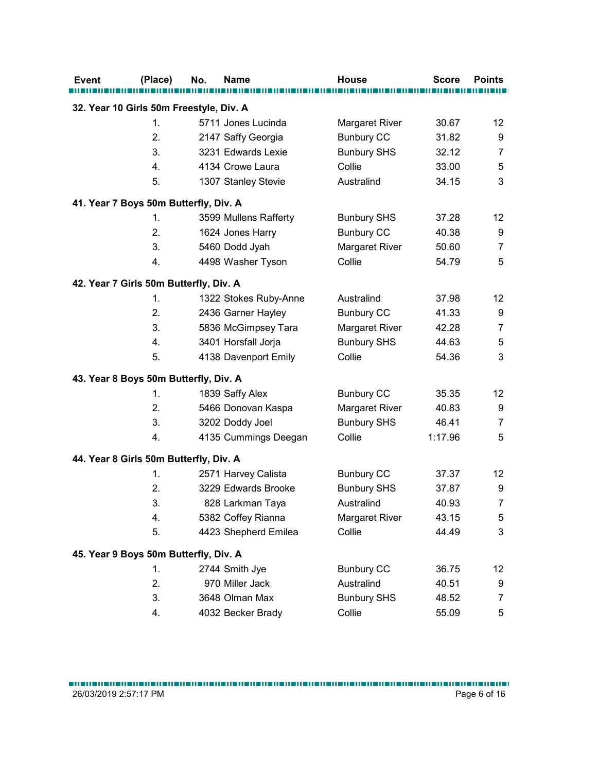| Event | (Place) | No. | Name | House | Score | Points |
|---|---|---|---|---|---|---|
| **32. Year 10 Girls 50m Freestyle, Div. A** | | | | | | |
| | 1. | 5711 | Jones Lucinda | Margaret River | 30.67 | 12 |
| | 2. | 2147 | Saffy Georgia | Bunbury CC | 31.82 | 9 |
| | 3. | 3231 | Edwards Lexie | Bunbury SHS | 32.12 | 7 |
| | 4. | 4134 | Crowe Laura | Collie | 33.00 | 5 |
| | 5. | 1307 | Stanley Stevie | Australind | 34.15 | 3 |
| **41. Year 7 Boys 50m Butterfly, Div. A** | | | | | | |
| | 1. | 3599 | Mullens Rafferty | Bunbury SHS | 37.28 | 12 |
| | 2. | 1624 | Jones Harry | Bunbury CC | 40.38 | 9 |
| | 3. | 5460 | Dodd Jyah | Margaret River | 50.60 | 7 |
| | 4. | 4498 | Washer Tyson | Collie | 54.79 | 5 |
| **42. Year 7 Girls 50m Butterfly, Div. A** | | | | | | |
| | 1. | 1322 | Stokes Ruby-Anne | Australind | 37.98 | 12 |
| | 2. | 2436 | Garner Hayley | Bunbury CC | 41.33 | 9 |
| | 3. | 5836 | McGimpsey Tara | Margaret River | 42.28 | 7 |
| | 4. | 3401 | Horsfall Jorja | Bunbury SHS | 44.63 | 5 |
| | 5. | 4138 | Davenport Emily | Collie | 54.36 | 3 |
| **43. Year 8 Boys 50m Butterfly, Div. A** | | | | | | |
| | 1. | 1839 | Saffy Alex | Bunbury CC | 35.35 | 12 |
| | 2. | 5466 | Donovan Kaspa | Margaret River | 40.83 | 9 |
| | 3. | 3202 | Doddy Joel | Bunbury SHS | 46.41 | 7 |
| | 4. | 4135 | Cummings Deegan | Collie | 1:17.96 | 5 |
| **44. Year 8 Girls 50m Butterfly, Div. A** | | | | | | |
| | 1. | 2571 | Harvey Calista | Bunbury CC | 37.37 | 12 |
| | 2. | 3229 | Edwards Brooke | Bunbury SHS | 37.87 | 9 |
| | 3. | 828 | Larkman Taya | Australind | 40.93 | 7 |
| | 4. | 5382 | Coffey Rianna | Margaret River | 43.15 | 5 |
| | 5. | 4423 | Shepherd Emilea | Collie | 44.49 | 3 |
| **45. Year 9 Boys 50m Butterfly, Div. A** | | | | | | |
| | 1. | 2744 | Smith Jye | Bunbury CC | 36.75 | 12 |
| | 2. | 970 | Miller Jack | Australind | 40.51 | 9 |
| | 3. | 3648 | Olman Max | Bunbury SHS | 48.52 | 7 |
| | 4. | 4032 | Becker Brady | Collie | 55.09 | 5 |

26/03/2019 2:57:17 PM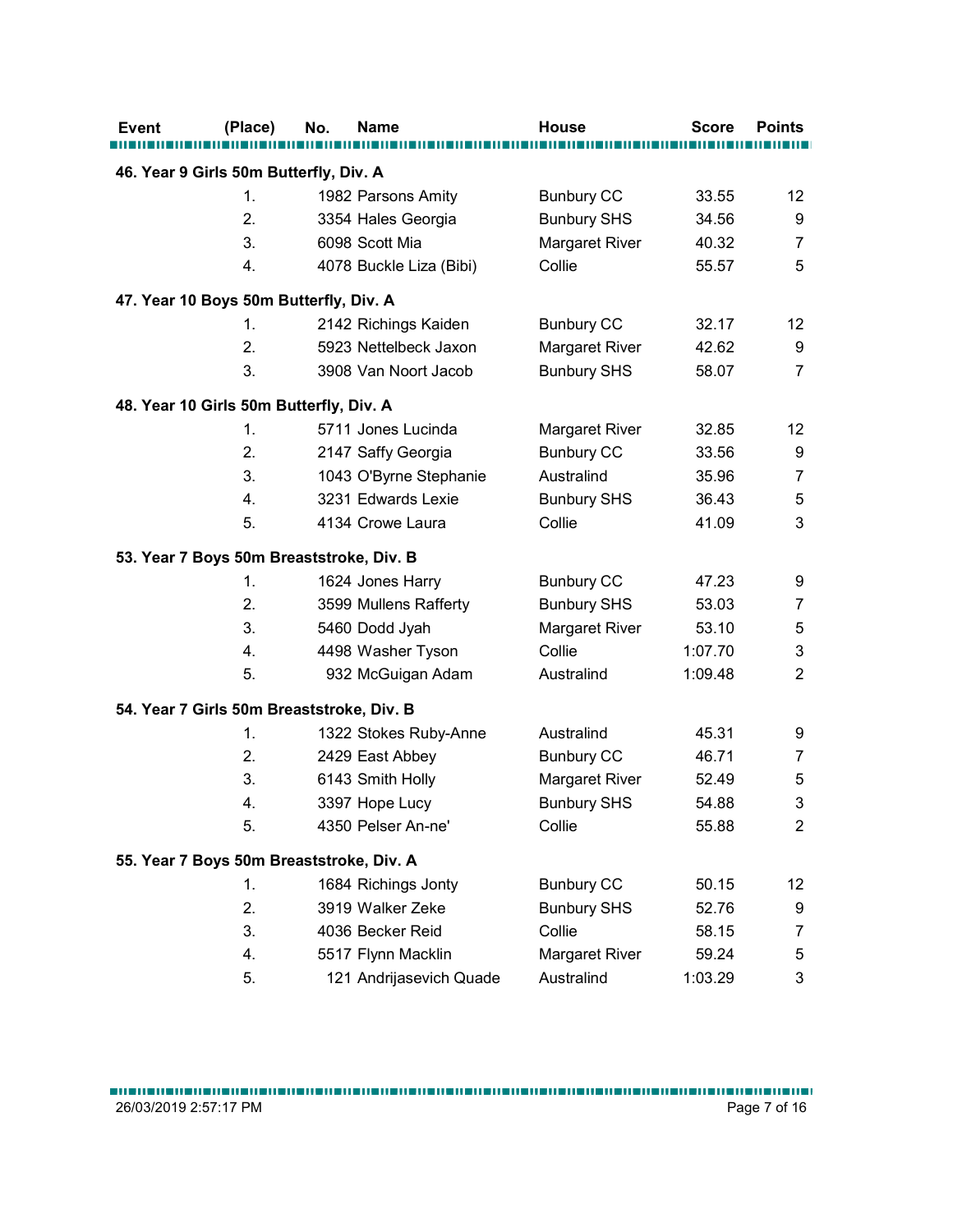| Event | (Place) | No. | Name | House | Score | Points |
|---|---|---|---|---|---|---|
| **46. Year 9 Girls 50m Butterfly, Div. A** | | | | | | |
| | 1. | 1982 | Parsons Amity | Bunbury CC | 33.55 | 12 |
| | 2. | 3354 | Hales Georgia | Bunbury SHS | 34.56 | 9 |
| | 3. | 6098 | Scott Mia | Margaret River | 40.32 | 7 |
| | 4. | 4078 | Buckle Liza (Bibi) | Collie | 55.57 | 5 |
| **47. Year 10 Boys 50m Butterfly, Div. A** | | | | | | |
| | 1. | 2142 | Richings Kaiden | Bunbury CC | 32.17 | 12 |
| | 2. | 5923 | Nettelbeck Jaxon | Margaret River | 42.62 | 9 |
| | 3. | 3908 | Van Noort Jacob | Bunbury SHS | 58.07 | 7 |
| **48. Year 10 Girls 50m Butterfly, Div. A** | | | | | | |
| | 1. | 5711 | Jones Lucinda | Margaret River | 32.85 | 12 |
| | 2. | 2147 | Saffy Georgia | Bunbury CC | 33.56 | 9 |
| | 3. | 1043 | O'Byrne Stephanie | Australind | 35.96 | 7 |
| | 4. | 3231 | Edwards Lexie | Bunbury SHS | 36.43 | 5 |
| | 5. | 4134 | Crowe Laura | Collie | 41.09 | 3 |
| **53. Year 7 Boys 50m Breaststroke, Div. B** | | | | | | |
| | 1. | 1624 | Jones Harry | Bunbury CC | 47.23 | 9 |
| | 2. | 3599 | Mullens Rafferty | Bunbury SHS | 53.03 | 7 |
| | 3. | 5460 | Dodd Jyah | Margaret River | 53.10 | 5 |
| | 4. | 4498 | Washer Tyson | Collie | 1:07.70 | 3 |
| | 5. | 932 | McGuigan Adam | Australind | 1:09.48 | 2 |
| **54. Year 7 Girls 50m Breaststroke, Div. B** | | | | | | |
| | 1. | 1322 | Stokes Ruby-Anne | Australind | 45.31 | 9 |
| | 2. | 2429 | East Abbey | Bunbury CC | 46.71 | 7 |
| | 3. | 6143 | Smith Holly | Margaret River | 52.49 | 5 |
| | 4. | 3397 | Hope Lucy | Bunbury SHS | 54.88 | 3 |
| | 5. | 4350 | Pelser An-ne' | Collie | 55.88 | 2 |
| **55. Year 7 Boys 50m Breaststroke, Div. A** | | | | | | |
| | 1. | 1684 | Richings Jonty | Bunbury CC | 50.15 | 12 |
| | 2. | 3919 | Walker Zeke | Bunbury SHS | 52.76 | 9 |
| | 3. | 4036 | Becker Reid | Collie | 58.15 | 7 |
| | 4. | 5517 | Flynn Macklin | Margaret River | 59.24 | 5 |
| | 5. | 121 | Andrijasevich Quade | Australind | 1:03.29 | 3 |

26/03/2019 2:57:17 PM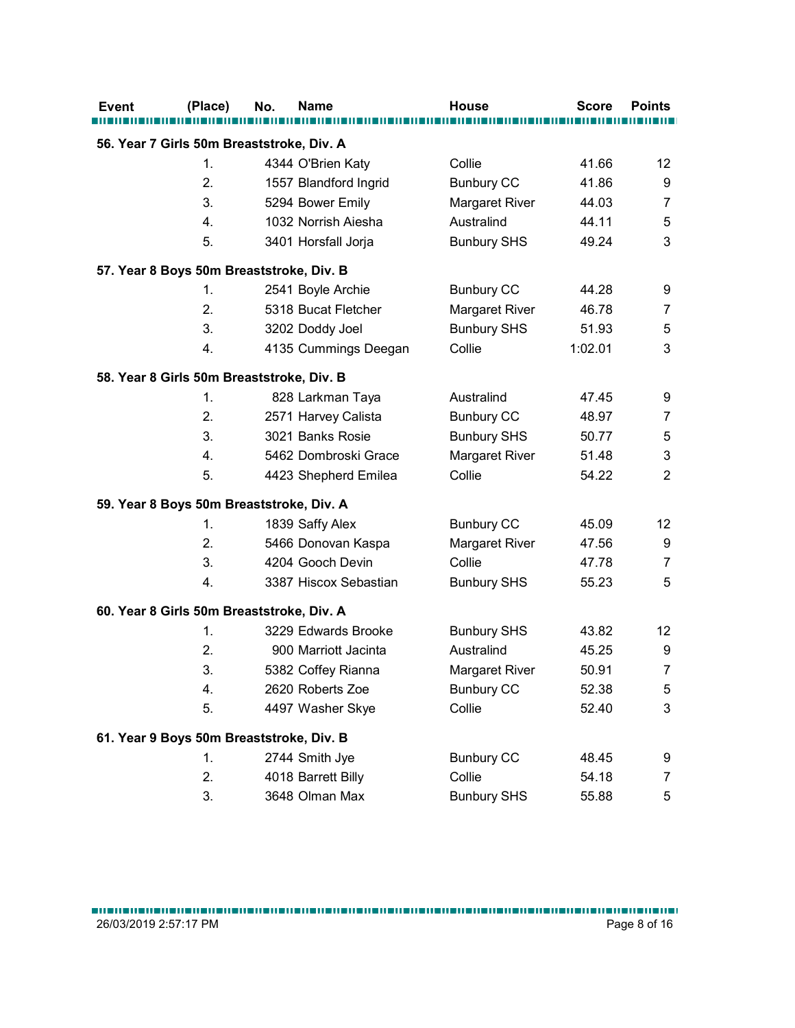| Event | (Place) | No. | Name | House | Score | Points |
|---|---|---|---|---|---|---|
| **56. Year 7 Girls 50m Breaststroke, Div. A** | | | | | | |
| | 1. | 4344 | O'Brien Katy | Collie | 41.66 | 12 |
| | 2. | 1557 | Blandford Ingrid | Bunbury CC | 41.86 | 9 |
| | 3. | 5294 | Bower Emily | Margaret River | 44.03 | 7 |
| | 4. | 1032 | Norrish Aiesha | Australind | 44.11 | 5 |
| | 5. | 3401 | Horsfall Jorja | Bunbury SHS | 49.24 | 3 |
| **57. Year 8 Boys 50m Breaststroke, Div. B** | | | | | | |
| | 1. | 2541 | Boyle Archie | Bunbury CC | 44.28 | 9 |
| | 2. | 5318 | Bucat Fletcher | Margaret River | 46.78 | 7 |
| | 3. | 3202 | Doddy Joel | Bunbury SHS | 51.93 | 5 |
| | 4. | 4135 | Cummings Deegan | Collie | 1:02.01 | 3 |
| **58. Year 8 Girls 50m Breaststroke, Div. B** | | | | | | |
| | 1. | 828 | Larkman Taya | Australind | 47.45 | 9 |
| | 2. | 2571 | Harvey Calista | Bunbury CC | 48.97 | 7 |
| | 3. | 3021 | Banks Rosie | Bunbury SHS | 50.77 | 5 |
| | 4. | 5462 | Dombroski Grace | Margaret River | 51.48 | 3 |
| | 5. | 4423 | Shepherd Emilea | Collie | 54.22 | 2 |
| **59. Year 8 Boys 50m Breaststroke, Div. A** | | | | | | |
| | 1. | 1839 | Saffy Alex | Bunbury CC | 45.09 | 12 |
| | 2. | 5466 | Donovan Kaspa | Margaret River | 47.56 | 9 |
| | 3. | 4204 | Gooch Devin | Collie | 47.78 | 7 |
| | 4. | 3387 | Hiscox Sebastian | Bunbury SHS | 55.23 | 5 |
| **60. Year 8 Girls 50m Breaststroke, Div. A** | | | | | | |
| | 1. | 3229 | Edwards Brooke | Bunbury SHS | 43.82 | 12 |
| | 2. | 900 | Marriott Jacinta | Australind | 45.25 | 9 |
| | 3. | 5382 | Coffey Rianna | Margaret River | 50.91 | 7 |
| | 4. | 2620 | Roberts Zoe | Bunbury CC | 52.38 | 5 |
| | 5. | 4497 | Washer Skye | Collie | 52.40 | 3 |
| **61. Year 9 Boys 50m Breaststroke, Div. B** | | | | | | |
| | 1. | 2744 | Smith Jye | Bunbury CC | 48.45 | 9 |
| | 2. | 4018 | Barrett Billy | Collie | 54.18 | 7 |
| | 3. | 3648 | Olman Max | Bunbury SHS | 55.88 | 5 |

26/03/2019 2:57:17 PM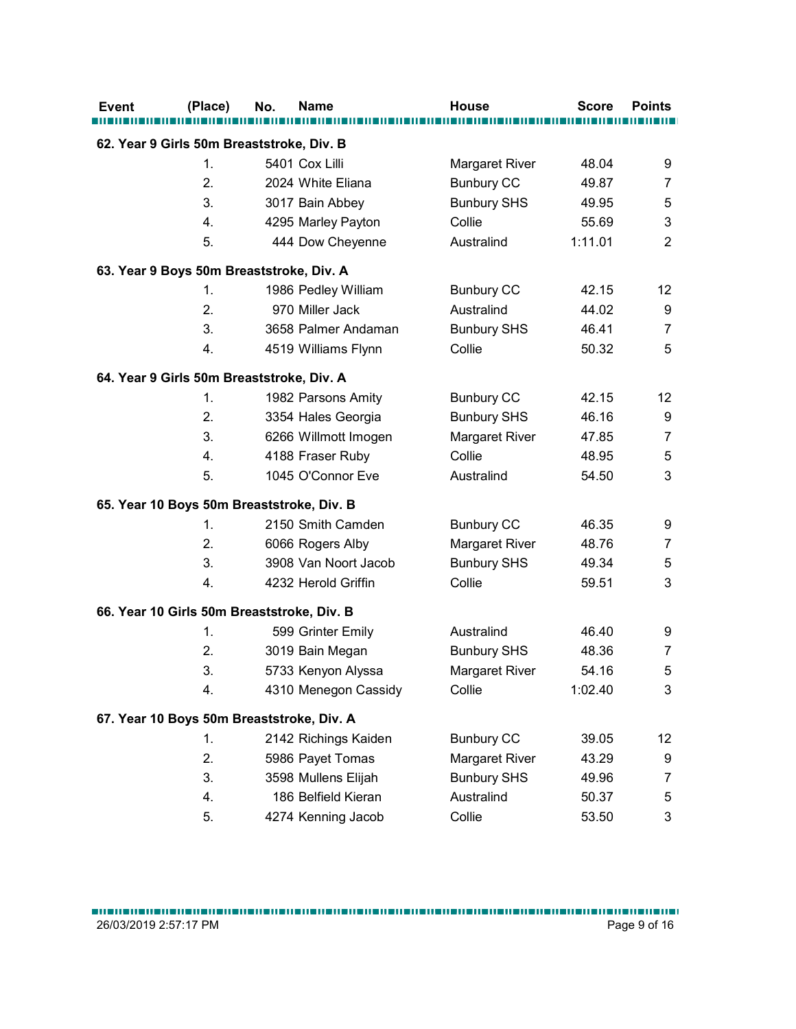| Event | (Place) | No. | Name | House | Score | Points |
|---|---|---|---|---|---|---|
| **62. Year 9 Girls 50m Breaststroke, Div. B** | | | | | | |
| | 1. | 5401 | Cox Lilli | Margaret River | 48.04 | 9 |
| | 2. | 2024 | White Eliana | Bunbury CC | 49.87 | 7 |
| | 3. | 3017 | Bain Abbey | Bunbury SHS | 49.95 | 5 |
| | 4. | 4295 | Marley Payton | Collie | 55.69 | 3 |
| | 5. | 444 | Dow Cheyenne | Australind | 1:11.01 | 2 |
| **63. Year 9 Boys 50m Breaststroke, Div. A** | | | | | | |
| | 1. | 1986 | Pedley William | Bunbury CC | 42.15 | 12 |
| | 2. | 970 | Miller Jack | Australind | 44.02 | 9 |
| | 3. | 3658 | Palmer Andaman | Bunbury SHS | 46.41 | 7 |
| | 4. | 4519 | Williams Flynn | Collie | 50.32 | 5 |
| **64. Year 9 Girls 50m Breaststroke, Div. A** | | | | | | |
| | 1. | 1982 | Parsons Amity | Bunbury CC | 42.15 | 12 |
| | 2. | 3354 | Hales Georgia | Bunbury SHS | 46.16 | 9 |
| | 3. | 6266 | Willmott Imogen | Margaret River | 47.85 | 7 |
| | 4. | 4188 | Fraser Ruby | Collie | 48.95 | 5 |
| | 5. | 1045 | O'Connor Eve | Australind | 54.50 | 3 |
| **65. Year 10 Boys 50m Breaststroke, Div. B** | | | | | | |
| | 1. | 2150 | Smith Camden | Bunbury CC | 46.35 | 9 |
| | 2. | 6066 | Rogers Alby | Margaret River | 48.76 | 7 |
| | 3. | 3908 | Van Noort Jacob | Bunbury SHS | 49.34 | 5 |
| | 4. | 4232 | Herold Griffin | Collie | 59.51 | 3 |
| **66. Year 10 Girls 50m Breaststroke, Div. B** | | | | | | |
| | 1. | 599 | Grinter Emily | Australind | 46.40 | 9 |
| | 2. | 3019 | Bain Megan | Bunbury SHS | 48.36 | 7 |
| | 3. | 5733 | Kenyon Alyssa | Margaret River | 54.16 | 5 |
| | 4. | 4310 | Menegon Cassidy | Collie | 1:02.40 | 3 |
| **67. Year 10 Boys 50m Breaststroke, Div. A** | | | | | | |
| | 1. | 2142 | Richings Kaiden | Bunbury CC | 39.05 | 12 |
| | 2. | 5986 | Payet Tomas | Margaret River | 43.29 | 9 |
| | 3. | 3598 | Mullens Elijah | Bunbury SHS | 49.96 | 7 |
| | 4. | 186 | Belfield Kieran | Australind | 50.37 | 5 |
| | 5. | 4274 | Kenning Jacob | Collie | 53.50 | 3 |

26/03/2019 2:57:17 PM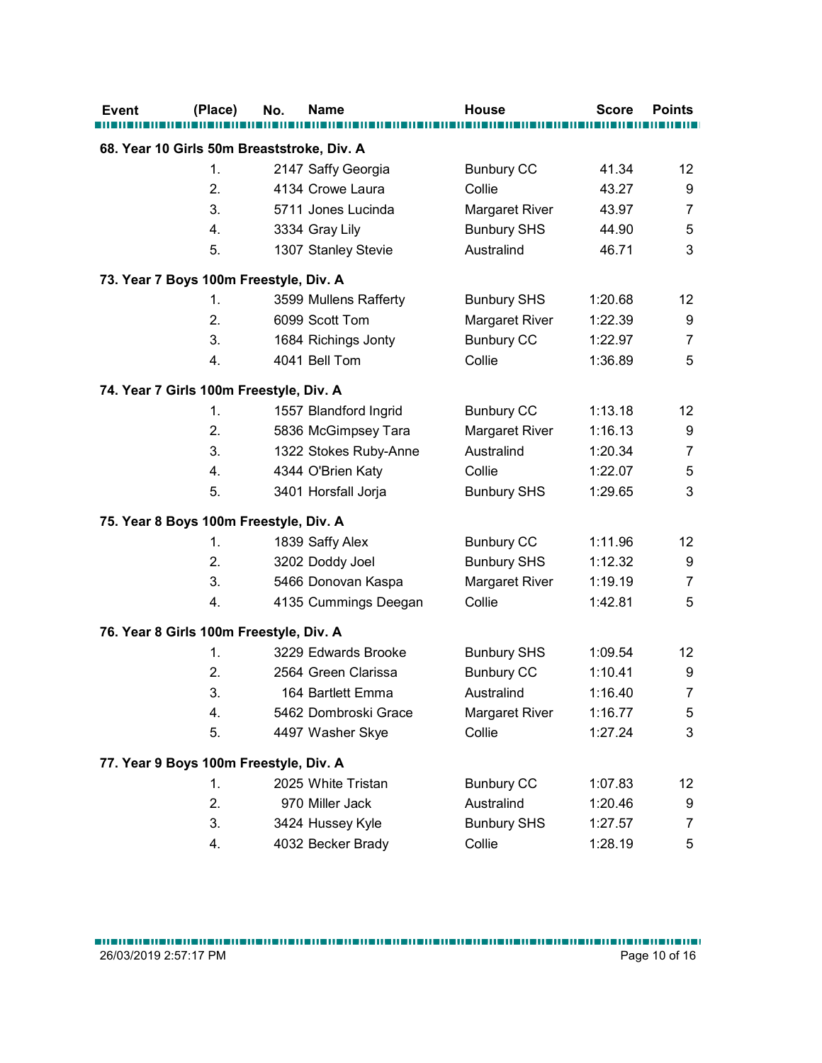| Event | (Place) | No. | Name | House | Score | Points |
|---|---|---|---|---|---|---|
| **68. Year 10 Girls 50m Breaststroke, Div. A** | | | | | | |
| | 1. | 2147 | Saffy Georgia | Bunbury CC | 41.34 | 12 |
| | 2. | 4134 | Crowe Laura | Collie | 43.27 | 9 |
| | 3. | 5711 | Jones Lucinda | Margaret River | 43.97 | 7 |
| | 4. | 3334 | Gray Lily | Bunbury SHS | 44.90 | 5 |
| | 5. | 1307 | Stanley Stevie | Australind | 46.71 | 3 |
| **73. Year 7 Boys 100m Freestyle, Div. A** | | | | | | |
| | 1. | 3599 | Mullens Rafferty | Bunbury SHS | 1:20.68 | 12 |
| | 2. | 6099 | Scott Tom | Margaret River | 1:22.39 | 9 |
| | 3. | 1684 | Richings Jonty | Bunbury CC | 1:22.97 | 7 |
| | 4. | 4041 | Bell Tom | Collie | 1:36.89 | 5 |
| **74. Year 7 Girls 100m Freestyle, Div. A** | | | | | | |
| | 1. | 1557 | Blandford Ingrid | Bunbury CC | 1:13.18 | 12 |
| | 2. | 5836 | McGimpsey Tara | Margaret River | 1:16.13 | 9 |
| | 3. | 1322 | Stokes Ruby-Anne | Australind | 1:20.34 | 7 |
| | 4. | 4344 | O'Brien Katy | Collie | 1:22.07 | 5 |
| | 5. | 3401 | Horsfall Jorja | Bunbury SHS | 1:29.65 | 3 |
| **75. Year 8 Boys 100m Freestyle, Div. A** | | | | | | |
| | 1. | 1839 | Saffy Alex | Bunbury CC | 1:11.96 | 12 |
| | 2. | 3202 | Doddy Joel | Bunbury SHS | 1:12.32 | 9 |
| | 3. | 5466 | Donovan Kaspa | Margaret River | 1:19.19 | 7 |
| | 4. | 4135 | Cummings Deegan | Collie | 1:42.81 | 5 |
| **76. Year 8 Girls 100m Freestyle, Div. A** | | | | | | |
| | 1. | 3229 | Edwards Brooke | Bunbury SHS | 1:09.54 | 12 |
| | 2. | 2564 | Green Clarissa | Bunbury CC | 1:10.41 | 9 |
| | 3. | 164 | Bartlett Emma | Australind | 1:16.40 | 7 |
| | 4. | 5462 | Dombroski Grace | Margaret River | 1:16.77 | 5 |
| | 5. | 4497 | Washer Skye | Collie | 1:27.24 | 3 |
| **77. Year 9 Boys 100m Freestyle, Div. A** | | | | | | |
| | 1. | 2025 | White Tristan | Bunbury CC | 1:07.83 | 12 |
| | 2. | 970 | Miller Jack | Australind | 1:20.46 | 9 |
| | 3. | 3424 | Hussey Kyle | Bunbury SHS | 1:27.57 | 7 |
| | 4. | 4032 | Becker Brady | Collie | 1:28.19 | 5 |

26/03/2019 2:57:17 PM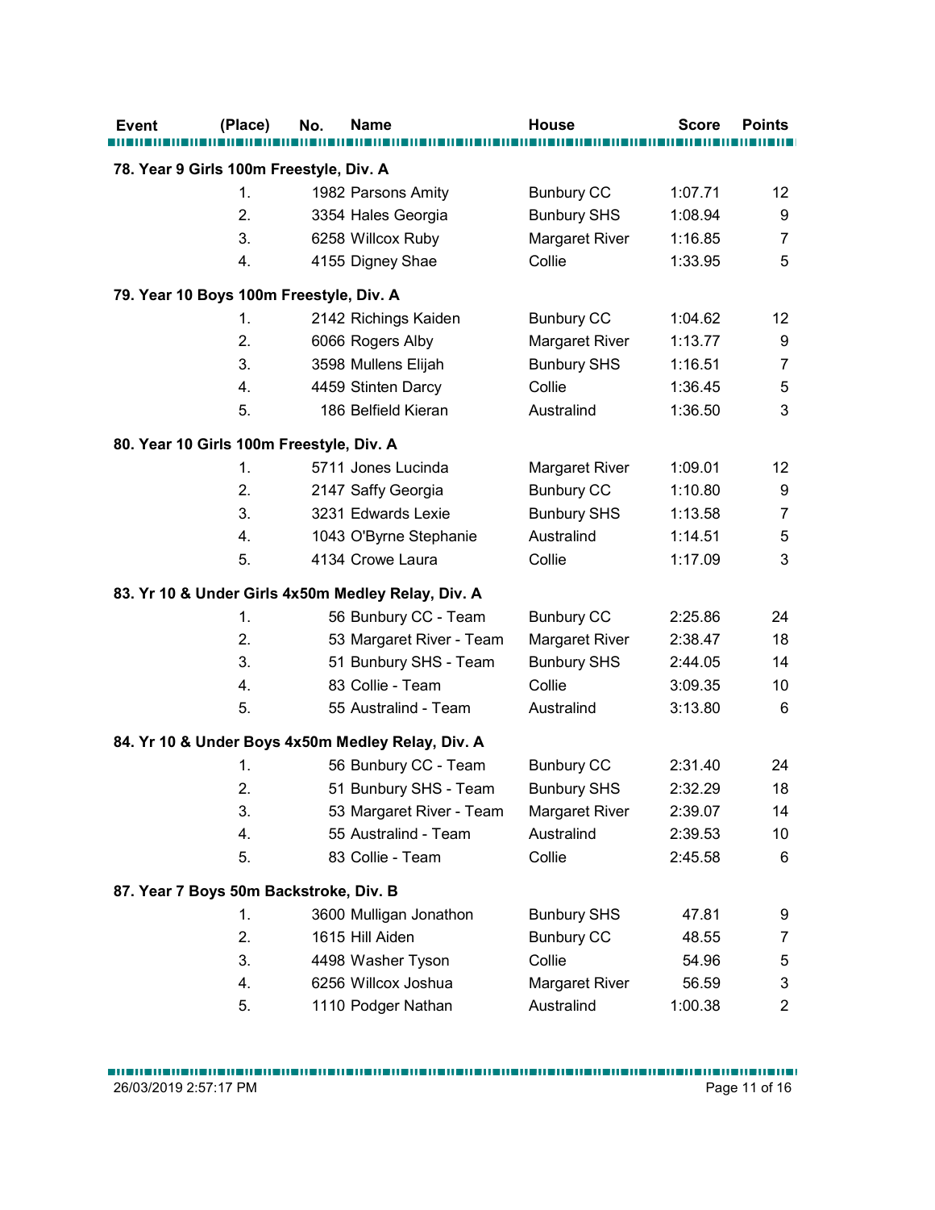| Event | (Place) | No. | Name | House | Score | Points |
|---|---|---|---|---|---|---|
| **78. Year 9 Girls 100m Freestyle, Div. A** | | | | | | |
| | 1. | 1982 | Parsons Amity | Bunbury CC | 1:07.71 | 12 |
| | 2. | 3354 | Hales Georgia | Bunbury SHS | 1:08.94 | 9 |
| | 3. | 6258 | Willcox Ruby | Margaret River | 1:16.85 | 7 |
| | 4. | 4155 | Digney Shae | Collie | 1:33.95 | 5 |
| **79. Year 10 Boys 100m Freestyle, Div. A** | | | | | | |
| | 1. | 2142 | Richings Kaiden | Bunbury CC | 1:04.62 | 12 |
| | 2. | 6066 | Rogers Alby | Margaret River | 1:13.77 | 9 |
| | 3. | 3598 | Mullens Elijah | Bunbury SHS | 1:16.51 | 7 |
| | 4. | 4459 | Stinten Darcy | Collie | 1:36.45 | 5 |
| | 5. | 186 | Belfield Kieran | Australind | 1:36.50 | 3 |
| **80. Year 10 Girls 100m Freestyle, Div. A** | | | | | | |
| | 1. | 5711 | Jones Lucinda | Margaret River | 1:09.01 | 12 |
| | 2. | 2147 | Saffy Georgia | Bunbury CC | 1:10.80 | 9 |
| | 3. | 3231 | Edwards Lexie | Bunbury SHS | 1:13.58 | 7 |
| | 4. | 1043 | O'Byrne Stephanie | Australind | 1:14.51 | 5 |
| | 5. | 4134 | Crowe Laura | Collie | 1:17.09 | 3 |
| **83. Yr 10 & Under Girls 4x50m Medley Relay, Div. A** | | | | | | |
| | 1. | 56 | Bunbury CC - Team | Bunbury CC | 2:25.86 | 24 |
| | 2. | 53 | Margaret River - Team | Margaret River | 2:38.47 | 18 |
| | 3. | 51 | Bunbury SHS - Team | Bunbury SHS | 2:44.05 | 14 |
| | 4. | 83 | Collie - Team | Collie | 3:09.35 | 10 |
| | 5. | 55 | Australind - Team | Australind | 3:13.80 | 6 |
| **84. Yr 10 & Under Boys 4x50m Medley Relay, Div. A** | | | | | | |
| | 1. | 56 | Bunbury CC - Team | Bunbury CC | 2:31.40 | 24 |
| | 2. | 51 | Bunbury SHS - Team | Bunbury SHS | 2:32.29 | 18 |
| | 3. | 53 | Margaret River - Team | Margaret River | 2:39.07 | 14 |
| | 4. | 55 | Australind - Team | Australind | 2:39.53 | 10 |
| | 5. | 83 | Collie - Team | Collie | 2:45.58 | 6 |
| **87. Year 7 Boys 50m Backstroke, Div. B** | | | | | | |
| | 1. | 3600 | Mulligan Jonathon | Bunbury SHS | 47.81 | 9 |
| | 2. | 1615 | Hill Aiden | Bunbury CC | 48.55 | 7 |
| | 3. | 4498 | Washer Tyson | Collie | 54.96 | 5 |
| | 4. | 6256 | Willcox Joshua | Margaret River | 56.59 | 3 |
| | 5. | 1110 | Podger Nathan | Australind | 1:00.38 | 2 |

26/03/2019 2:57:17 PM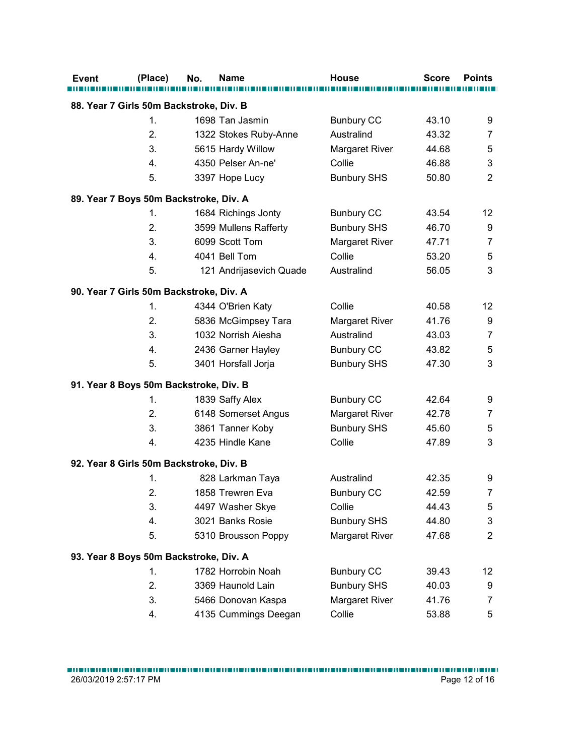| Event | (Place) | No. | Name | House | Score | Points |
|---|---|---|---|---|---|---|
| **88. Year 7 Girls 50m Backstroke, Div. B** | | | | | | |
| | 1. | 1698 | Tan Jasmin | Bunbury CC | 43.10 | 9 |
| | 2. | 1322 | Stokes Ruby-Anne | Australind | 43.32 | 7 |
| | 3. | 5615 | Hardy Willow | Margaret River | 44.68 | 5 |
| | 4. | 4350 | Pelser An-ne' | Collie | 46.88 | 3 |
| | 5. | 3397 | Hope Lucy | Bunbury SHS | 50.80 | 2 |
| **89. Year 7 Boys 50m Backstroke, Div. A** | | | | | | |
| | 1. | 1684 | Richings Jonty | Bunbury CC | 43.54 | 12 |
| | 2. | 3599 | Mullens Rafferty | Bunbury SHS | 46.70 | 9 |
| | 3. | 6099 | Scott Tom | Margaret River | 47.71 | 7 |
| | 4. | 4041 | Bell Tom | Collie | 53.20 | 5 |
| | 5. | 121 | Andrijasevich Quade | Australind | 56.05 | 3 |
| **90. Year 7 Girls 50m Backstroke, Div. A** | | | | | | |
| | 1. | 4344 | O'Brien Katy | Collie | 40.58 | 12 |
| | 2. | 5836 | McGimpsey Tara | Margaret River | 41.76 | 9 |
| | 3. | 1032 | Norrish Aiesha | Australind | 43.03 | 7 |
| | 4. | 2436 | Garner Hayley | Bunbury CC | 43.82 | 5 |
| | 5. | 3401 | Horsfall Jorja | Bunbury SHS | 47.30 | 3 |
| **91. Year 8 Boys 50m Backstroke, Div. B** | | | | | | |
| | 1. | 1839 | Saffy Alex | Bunbury CC | 42.64 | 9 |
| | 2. | 6148 | Somerset Angus | Margaret River | 42.78 | 7 |
| | 3. | 3861 | Tanner Koby | Bunbury SHS | 45.60 | 5 |
| | 4. | 4235 | Hindle Kane | Collie | 47.89 | 3 |
| **92. Year 8 Girls 50m Backstroke, Div. B** | | | | | | |
| | 1. | 828 | Larkman Taya | Australind | 42.35 | 9 |
| | 2. | 1858 | Trewren Eva | Bunbury CC | 42.59 | 7 |
| | 3. | 4497 | Washer Skye | Collie | 44.43 | 5 |
| | 4. | 3021 | Banks Rosie | Bunbury SHS | 44.80 | 3 |
| | 5. | 5310 | Brousson Poppy | Margaret River | 47.68 | 2 |
| **93. Year 8 Boys 50m Backstroke, Div. A** | | | | | | |
| | 1. | 1782 | Horrobin Noah | Bunbury CC | 39.43 | 12 |
| | 2. | 3369 | Haunold Lain | Bunbury SHS | 40.03 | 9 |
| | 3. | 5466 | Donovan Kaspa | Margaret River | 41.76 | 7 |
| | 4. | 4135 | Cummings Deegan | Collie | 53.88 | 5 |

26/03/2019 2:57:17 PM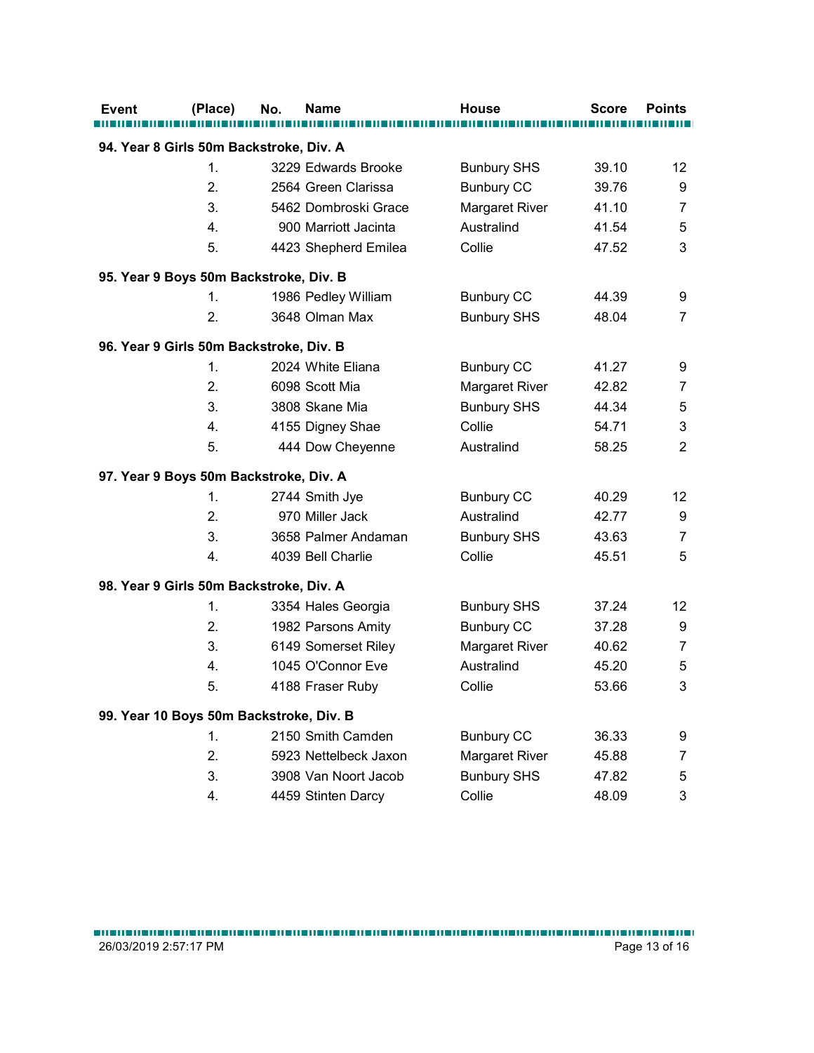| Event | (Place) | No. | Name | House | Score | Points |
|---|---|---|---|---|---|---|
| **94. Year 8 Girls 50m Backstroke, Div. A** | | | | | | |
| | 1. | 3229 | Edwards Brooke | Bunbury SHS | 39.10 | 12 |
| | 2. | 2564 | Green Clarissa | Bunbury CC | 39.76 | 9 |
| | 3. | 5462 | Dombroski Grace | Margaret River | 41.10 | 7 |
| | 4. | 900 | Marriott Jacinta | Australind | 41.54 | 5 |
| | 5. | 4423 | Shepherd Emilea | Collie | 47.52 | 3 |
| **95. Year 9 Boys 50m Backstroke, Div. B** | | | | | | |
| | 1. | 1986 | Pedley William | Bunbury CC | 44.39 | 9 |
| | 2. | 3648 | Olman Max | Bunbury SHS | 48.04 | 7 |
| **96. Year 9 Girls 50m Backstroke, Div. B** | | | | | | |
| | 1. | 2024 | White Eliana | Bunbury CC | 41.27 | 9 |
| | 2. | 6098 | Scott Mia | Margaret River | 42.82 | 7 |
| | 3. | 3808 | Skane Mia | Bunbury SHS | 44.34 | 5 |
| | 4. | 4155 | Digney Shae | Collie | 54.71 | 3 |
| | 5. | 444 | Dow Cheyenne | Australind | 58.25 | 2 |
| **97. Year 9 Boys 50m Backstroke, Div. A** | | | | | | |
| | 1. | 2744 | Smith Jye | Bunbury CC | 40.29 | 12 |
| | 2. | 970 | Miller Jack | Australind | 42.77 | 9 |
| | 3. | 3658 | Palmer Andaman | Bunbury SHS | 43.63 | 7 |
| | 4. | 4039 | Bell Charlie | Collie | 45.51 | 5 |
| **98. Year 9 Girls 50m Backstroke, Div. A** | | | | | | |
| | 1. | 3354 | Hales Georgia | Bunbury SHS | 37.24 | 12 |
| | 2. | 1982 | Parsons Amity | Bunbury CC | 37.28 | 9 |
| | 3. | 6149 | Somerset Riley | Margaret River | 40.62 | 7 |
| | 4. | 1045 | O'Connor Eve | Australind | 45.20 | 5 |
| | 5. | 4188 | Fraser Ruby | Collie | 53.66 | 3 |
| **99. Year 10 Boys 50m Backstroke, Div. B** | | | | | | |
| | 1. | 2150 | Smith Camden | Bunbury CC | 36.33 | 9 |
| | 2. | 5923 | Nettelbeck Jaxon | Margaret River | 45.88 | 7 |
| | 3. | 3908 | Van Noort Jacob | Bunbury SHS | 47.82 | 5 |
| | 4. | 4459 | Stinten Darcy | Collie | 48.09 | 3 |

26/03/2019 2:57:17 PM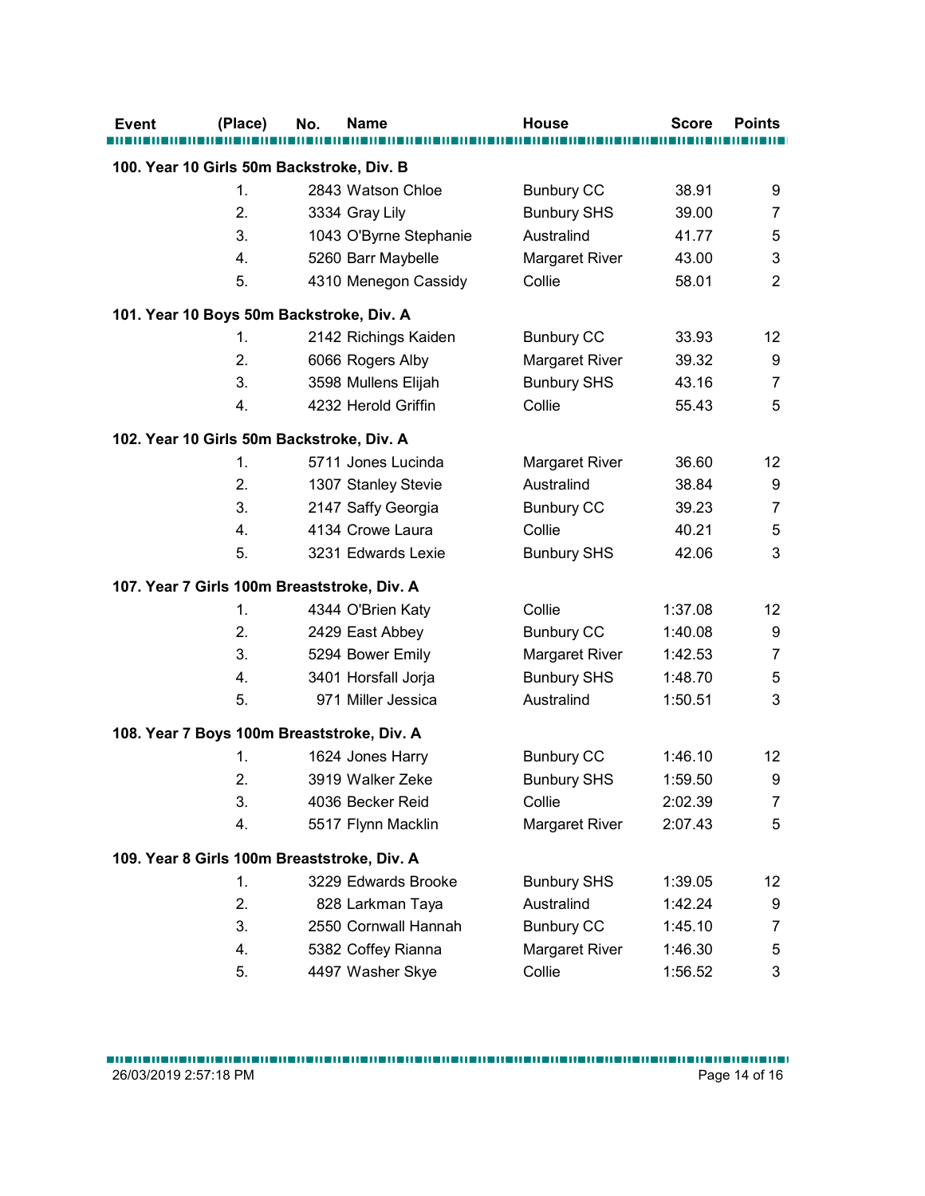| Event | (Place) | No. | Name | House | Score | Points |
|---|---|---|---|---|---|---|
| **100. Year 10 Girls 50m Backstroke, Div. B** | | | | | | |
| | 1. | 2843 | Watson Chloe | Bunbury CC | 38.91 | 9 |
| | 2. | 3334 | Gray Lily | Bunbury SHS | 39.00 | 7 |
| | 3. | 1043 | O'Byrne Stephanie | Australind | 41.77 | 5 |
| | 4. | 5260 | Barr Maybelle | Margaret River | 43.00 | 3 |
| | 5. | 4310 | Menegon Cassidy | Collie | 58.01 | 2 |
| **101. Year 10 Boys 50m Backstroke, Div. A** | | | | | | |
| | 1. | 2142 | Richings Kaiden | Bunbury CC | 33.93 | 12 |
| | 2. | 6066 | Rogers Alby | Margaret River | 39.32 | 9 |
| | 3. | 3598 | Mullens Elijah | Bunbury SHS | 43.16 | 7 |
| | 4. | 4232 | Herold Griffin | Collie | 55.43 | 5 |
| **102. Year 10 Girls 50m Backstroke, Div. A** | | | | | | |
| | 1. | 5711 | Jones Lucinda | Margaret River | 36.60 | 12 |
| | 2. | 1307 | Stanley Stevie | Australind | 38.84 | 9 |
| | 3. | 2147 | Saffy Georgia | Bunbury CC | 39.23 | 7 |
| | 4. | 4134 | Crowe Laura | Collie | 40.21 | 5 |
| | 5. | 3231 | Edwards Lexie | Bunbury SHS | 42.06 | 3 |
| **107. Year 7 Girls 100m Breaststroke, Div. A** | | | | | | |
| | 1. | 4344 | O'Brien Katy | Collie | 1:37.08 | 12 |
| | 2. | 2429 | East Abbey | Bunbury CC | 1:40.08 | 9 |
| | 3. | 5294 | Bower Emily | Margaret River | 1:42.53 | 7 |
| | 4. | 3401 | Horsfall Jorja | Bunbury SHS | 1:48.70 | 5 |
| | 5. | 971 | Miller Jessica | Australind | 1:50.51 | 3 |
| **108. Year 7 Boys 100m Breaststroke, Div. A** | | | | | | |
| | 1. | 1624 | Jones Harry | Bunbury CC | 1:46.10 | 12 |
| | 2. | 3919 | Walker Zeke | Bunbury SHS | 1:59.50 | 9 |
| | 3. | 4036 | Becker Reid | Collie | 2:02.39 | 7 |
| | 4. | 5517 | Flynn Macklin | Margaret River | 2:07.43 | 5 |
| **109. Year 8 Girls 100m Breaststroke, Div. A** | | | | | | |
| | 1. | 3229 | Edwards Brooke | Bunbury SHS | 1:39.05 | 12 |
| | 2. | 828 | Larkman Taya | Australind | 1:42.24 | 9 |
| | 3. | 2550 | Cornwall Hannah | Bunbury CC | 1:45.10 | 7 |
| | 4. | 5382 | Coffey Rianna | Margaret River | 1:46.30 | 5 |
| | 5. | 4497 | Washer Skye | Collie | 1:56.52 | 3 |

26/03/2019 2:57:18 PM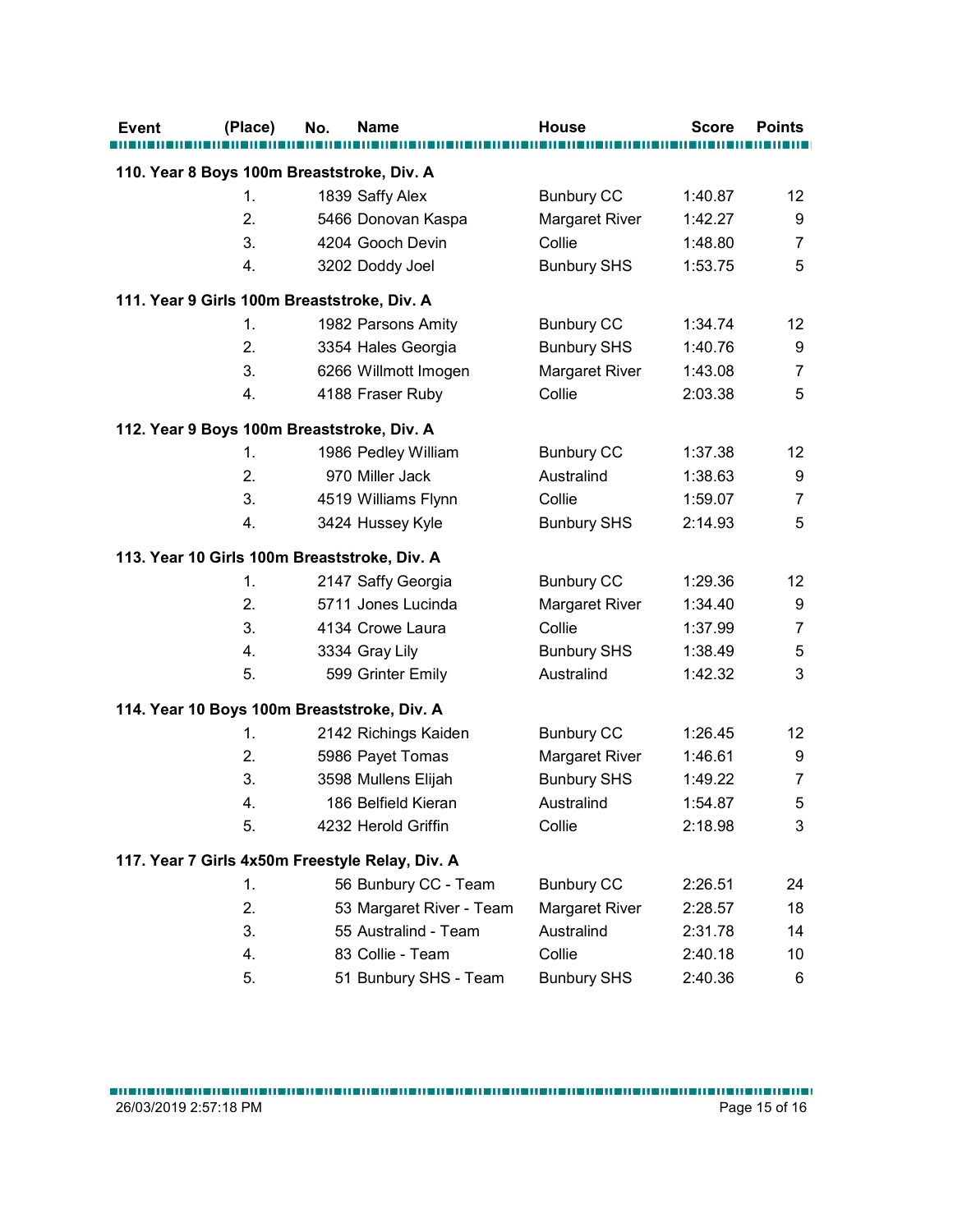| Event | (Place) | No. | Name | House | Score | Points |
|---|---|---|---|---|---|---|
| **110. Year 8 Boys 100m Breaststroke, Div. A** | | | | | | |
| | 1. | 1839 | Saffy Alex | Bunbury CC | 1:40.87 | 12 |
| | 2. | 5466 | Donovan Kaspa | Margaret River | 1:42.27 | 9 |
| | 3. | 4204 | Gooch Devin | Collie | 1:48.80 | 7 |
| | 4. | 3202 | Doddy Joel | Bunbury SHS | 1:53.75 | 5 |
| **111. Year 9 Girls 100m Breaststroke, Div. A** | | | | | | |
| | 1. | 1982 | Parsons Amity | Bunbury CC | 1:34.74 | 12 |
| | 2. | 3354 | Hales Georgia | Bunbury SHS | 1:40.76 | 9 |
| | 3. | 6266 | Willmott Imogen | Margaret River | 1:43.08 | 7 |
| | 4. | 4188 | Fraser Ruby | Collie | 2:03.38 | 5 |
| **112. Year 9 Boys 100m Breaststroke, Div. A** | | | | | | |
| | 1. | 1986 | Pedley William | Bunbury CC | 1:37.38 | 12 |
| | 2. | 970 | Miller Jack | Australind | 1:38.63 | 9 |
| | 3. | 4519 | Williams Flynn | Collie | 1:59.07 | 7 |
| | 4. | 3424 | Hussey Kyle | Bunbury SHS | 2:14.93 | 5 |
| **113. Year 10 Girls 100m Breaststroke, Div. A** | | | | | | |
| | 1. | 2147 | Saffy Georgia | Bunbury CC | 1:29.36 | 12 |
| | 2. | 5711 | Jones Lucinda | Margaret River | 1:34.40 | 9 |
| | 3. | 4134 | Crowe Laura | Collie | 1:37.99 | 7 |
| | 4. | 3334 | Gray Lily | Bunbury SHS | 1:38.49 | 5 |
| | 5. | 599 | Grinter Emily | Australind | 1:42.32 | 3 |
| **114. Year 10 Boys 100m Breaststroke, Div. A** | | | | | | |
| | 1. | 2142 | Richings Kaiden | Bunbury CC | 1:26.45 | 12 |
| | 2. | 5986 | Payet Tomas | Margaret River | 1:46.61 | 9 |
| | 3. | 3598 | Mullens Elijah | Bunbury SHS | 1:49.22 | 7 |
| | 4. | 186 | Belfield Kieran | Australind | 1:54.87 | 5 |
| | 5. | 4232 | Herold Griffin | Collie | 2:18.98 | 3 |
| **117. Year 7 Girls 4x50m Freestyle Relay, Div. A** | | | | | | |
| | 1. | 56 | Bunbury CC - Team | Bunbury CC | 2:26.51 | 24 |
| | 2. | 53 | Margaret River - Team | Margaret River | 2:28.57 | 18 |
| | 3. | 55 | Australind - Team | Australind | 2:31.78 | 14 |
| | 4. | 83 | Collie - Team | Collie | 2:40.18 | 10 |
| | 5. | 51 | Bunbury SHS - Team | Bunbury SHS | 2:40.36 | 6 |

26/03/2019 2:57:18 PM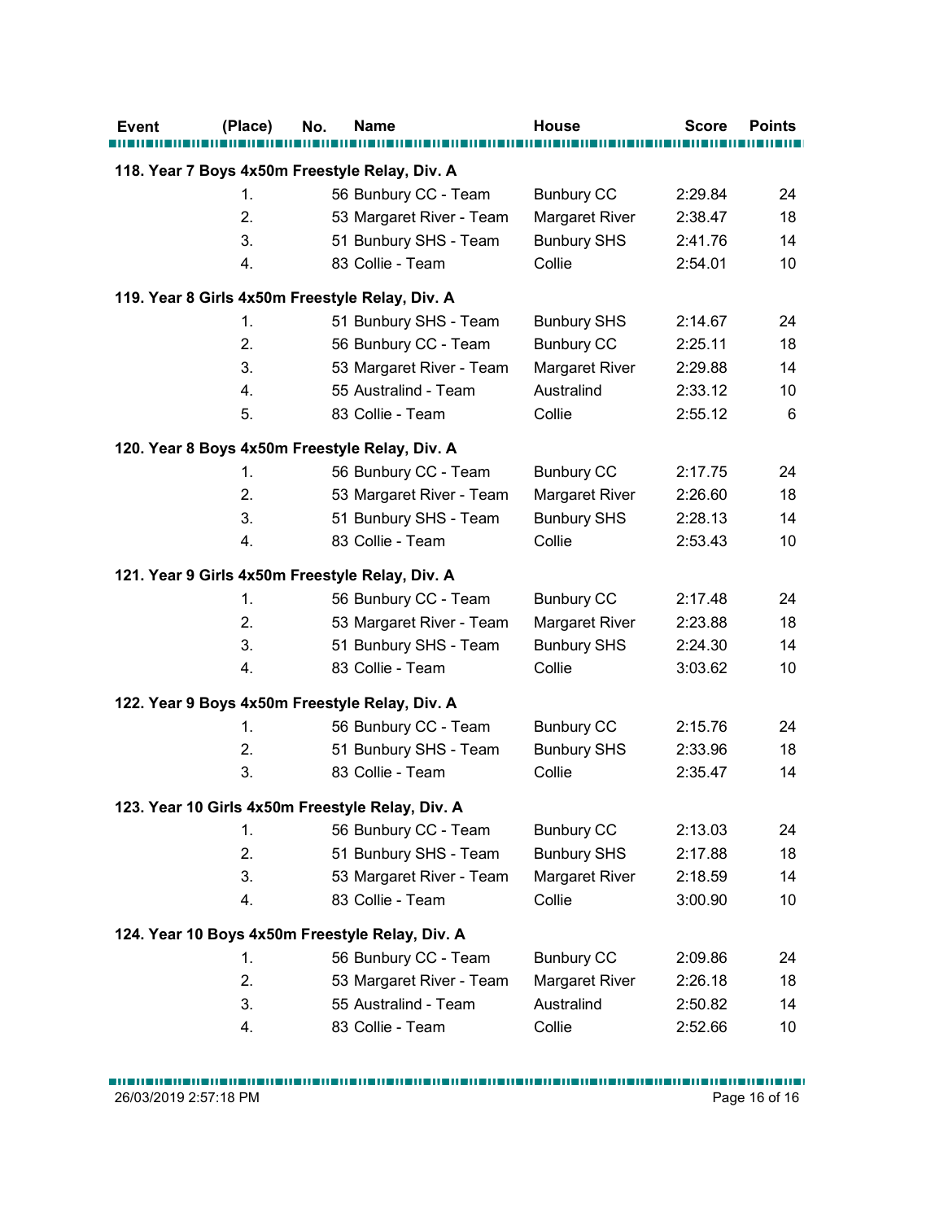| Event | (Place) | No. | Name | House | Score | Points |
|---|---|---|---|---|---|---|
| **118. Year 7 Boys 4x50m Freestyle Relay, Div. A** | | | | | | |
| | 1. | 56 | Bunbury CC - Team | Bunbury CC | 2:29.84 | 24 |
| | 2. | 53 | Margaret River - Team | Margaret River | 2:38.47 | 18 |
| | 3. | 51 | Bunbury SHS - Team | Bunbury SHS | 2:41.76 | 14 |
| | 4. | 83 | Collie - Team | Collie | 2:54.01 | 10 |
| **119. Year 8 Girls 4x50m Freestyle Relay, Div. A** | | | | | | |
| | 1. | 51 | Bunbury SHS - Team | Bunbury SHS | 2:14.67 | 24 |
| | 2. | 56 | Bunbury CC - Team | Bunbury CC | 2:25.11 | 18 |
| | 3. | 53 | Margaret River - Team | Margaret River | 2:29.88 | 14 |
| | 4. | 55 | Australind - Team | Australind | 2:33.12 | 10 |
| | 5. | 83 | Collie - Team | Collie | 2:55.12 | 6 |
| **120. Year 8 Boys 4x50m Freestyle Relay, Div. A** | | | | | | |
| | 1. | 56 | Bunbury CC - Team | Bunbury CC | 2:17.75 | 24 |
| | 2. | 53 | Margaret River - Team | Margaret River | 2:26.60 | 18 |
| | 3. | 51 | Bunbury SHS - Team | Bunbury SHS | 2:28.13 | 14 |
| | 4. | 83 | Collie - Team | Collie | 2:53.43 | 10 |
| **121. Year 9 Girls 4x50m Freestyle Relay, Div. A** | | | | | | |
| | 1. | 56 | Bunbury CC - Team | Bunbury CC | 2:17.48 | 24 |
| | 2. | 53 | Margaret River - Team | Margaret River | 2:23.88 | 18 |
| | 3. | 51 | Bunbury SHS - Team | Bunbury SHS | 2:24.30 | 14 |
| | 4. | 83 | Collie - Team | Collie | 3:03.62 | 10 |
| **122. Year 9 Boys 4x50m Freestyle Relay, Div. A** | | | | | | |
| | 1. | 56 | Bunbury CC - Team | Bunbury CC | 2:15.76 | 24 |
| | 2. | 51 | Bunbury SHS - Team | Bunbury SHS | 2:33.96 | 18 |
| | 3. | 83 | Collie - Team | Collie | 2:35.47 | 14 |
| **123. Year 10 Girls 4x50m Freestyle Relay, Div. A** | | | | | | |
| | 1. | 56 | Bunbury CC - Team | Bunbury CC | 2:13.03 | 24 |
| | 2. | 51 | Bunbury SHS - Team | Bunbury SHS | 2:17.88 | 18 |
| | 3. | 53 | Margaret River - Team | Margaret River | 2:18.59 | 14 |
| | 4. | 83 | Collie - Team | Collie | 3:00.90 | 10 |
| **124. Year 10 Boys 4x50m Freestyle Relay, Div. A** | | | | | | |
| | 1. | 56 | Bunbury CC - Team | Bunbury CC | 2:09.86 | 24 |
| | 2. | 53 | Margaret River - Team | Margaret River | 2:26.18 | 18 |
| | 3. | 55 | Australind - Team | Australind | 2:50.82 | 14 |
| | 4. | 83 | Collie - Team | Collie | 2:52.66 | 10 |

26/03/2019 2:57:18 PM